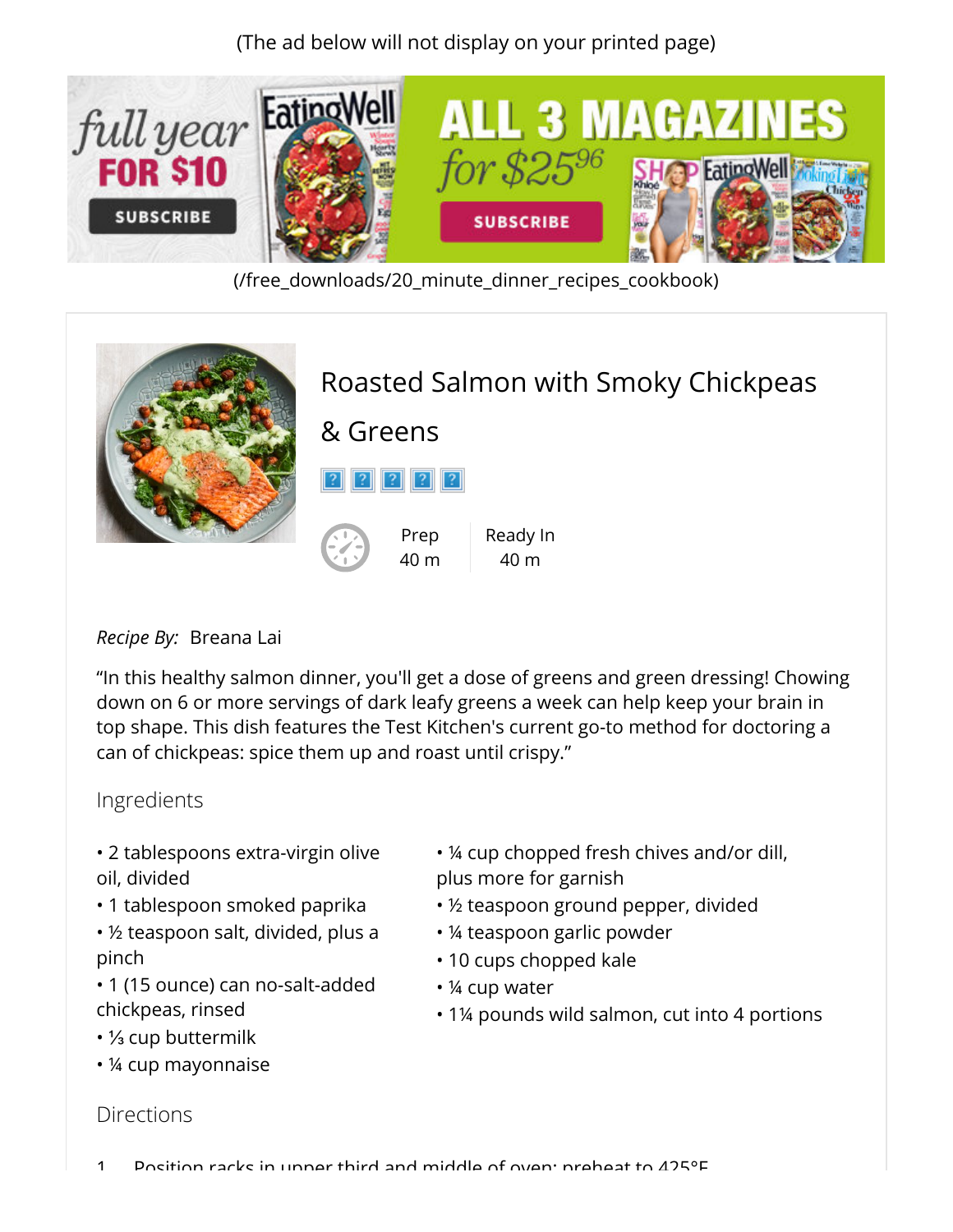(The ad below will not display on your printed page)

(/free_downloads/20_minute_dinner_recipes_cookbook)

# Roasted Salmon with Smoky Chickpeas & Greens

Prep 40 m | Ready In 40 m

*Recipe By:* Breana Lai

"In this healthy salmon dinner, you'll get a dose of greens and green dressing! Chowing down on 6 or more servings of dark leafy greens a week can help keep your brain in top shape. This dish features the Test Kitchen's current go-to method for doctoring a can of chickpeas: spice them up and roast until crispy."

## Ingredients

- 2 tablespoons extra-virgin olive oil, divided
- 1 tablespoon smoked paprika
- ½ teaspoon salt, divided, plus a pinch
- 1 (15 ounce) can no-salt-added chickpeas, rinsed
- ⅓ cup buttermilk
- ¼ cup mayonnaise
- ¼ cup chopped fresh chives and/or dill, plus more for garnish
- ½ teaspoon ground pepper, divided
- ¼ teaspoon garlic powder
- 10 cups chopped kale
- ¼ cup water
- 1¼ pounds wild salmon, cut into 4 portions

## Directions

1. Position racks in upper third and middle of oven; preheat to 425°F.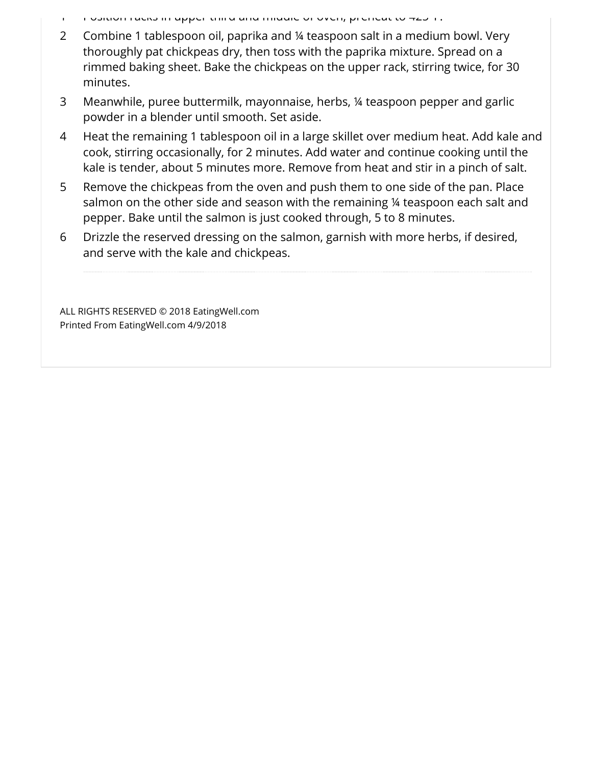1 Position racks in upper third and middle of oven; preheat to 425°F.

2 Combine 1 tablespoon oil, paprika and ¼ teaspoon salt in a medium bowl. Very thoroughly pat chickpeas dry, then toss with the paprika mixture. Spread on a rimmed baking sheet. Bake the chickpeas on the upper rack, stirring twice, for 30 minutes.

3 Meanwhile, puree buttermilk, mayonnaise, herbs, ¼ teaspoon pepper and garlic powder in a blender until smooth. Set aside.

4 Heat the remaining 1 tablespoon oil in a large skillet over medium heat. Add kale and cook, stirring occasionally, for 2 minutes. Add water and continue cooking until the kale is tender, about 5 minutes more. Remove from heat and stir in a pinch of salt.

5 Remove the chickpeas from the oven and push them to one side of the pan. Place salmon on the other side and season with the remaining ¼ teaspoon each salt and pepper. Bake until the salmon is just cooked through, 5 to 8 minutes.

6 Drizzle the reserved dressing on the salmon, garnish with more herbs, if desired, and serve with the kale and chickpeas.

ALL RIGHTS RESERVED © 2018 EatingWell.com
Printed From EatingWell.com 4/9/2018